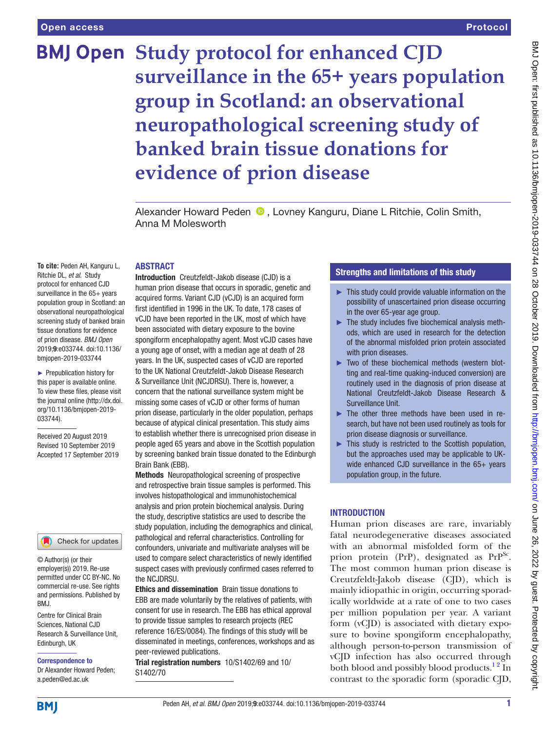# Study protocol for enhanced CJD surveillance in the 65+ years population group in Scotland: an observational neuropathological screening study of banked brain tissue donations for evidence of prion disease

Alexander Howard Peden, Lovney Kanguru, Diane L Ritchie, Colin Smith, Anna M Molesworth

**To cite:** Peden AH, Kanguru L, Ritchie DL, *et al*. Study protocol for enhanced CJD surveillance in the 65+ years population group in Scotland: an observational neuropathological screening study of banked brain tissue donations for evidence of prion disease. *BMJ Open* 2019;**9**:e033744. doi:10.1136/bmjopen-2019-033744

► Prepublication history for this paper is available online. To view these files, please visit the journal online (http://dx.doi.org/10.1136/bmjopen-2019-033744).

Received 20 August 2019
Revised 10 September 2019
Accepted 17 September 2019

© Author(s) (or their employer(s)) 2019. Re-use permitted under CC BY-NC. No commercial re-use. See rights and permissions. Published by BMJ.

Centre for Clinical Brain Sciences, National CJD Research & Surveillance Unit, Edinburgh, UK

**Correspondence to**
Dr Alexander Howard Peden; a.peden@ed.ac.uk

## ABSTRACT

**Introduction** Creutzfeldt-Jakob disease (CJD) is a human prion disease that occurs in sporadic, genetic and acquired forms. Variant CJD (vCJD) is an acquired form first identified in 1996 in the UK. To date, 178 cases of vCJD have been reported in the UK, most of which have been associated with dietary exposure to the bovine spongiform encephalopathy agent. Most vCJD cases have a young age of onset, with a median age at death of 28 years. In the UK, suspected cases of vCJD are reported to the UK National Creutzfeldt-Jakob Disease Research & Surveillance Unit (NCJDRSU). There is, however, a concern that the national surveillance system might be missing some cases of vCJD or other forms of human prion disease, particularly in the older population, perhaps because of atypical clinical presentation. This study aims to establish whether there is unrecognised prion disease in people aged 65 years and above in the Scottish population by screening banked brain tissue donated to the Edinburgh Brain Bank (EBB).

**Methods** Neuropathological screening of prospective and retrospective brain tissue samples is performed. This involves histopathological and immunohistochemical analysis and prion protein biochemical analysis. During the study, descriptive statistics are used to describe the study population, including the demographics and clinical, pathological and referral characteristics. Controlling for confounders, univariate and multivariate analyses will be used to compare select characteristics of newly identified suspect cases with previously confirmed cases referred to the NCJDRSU.

**Ethics and dissemination** Brain tissue donations to EBB are made voluntarily by the relatives of patients, with consent for use in research. The EBB has ethical approval to provide tissue samples to research projects (REC reference 16/ES/0084). The findings of this study will be disseminated in meetings, conferences, workshops and as peer-reviewed publications.

**Trial registration numbers** 10/S1402/69 and 10/S1402/70

## Strengths and limitations of this study

- ► This study could provide valuable information on the possibility of unascertained prion disease occurring in the over 65-year age group.
- ► The study includes five biochemical analysis methods, which are used in research for the detection of the abnormal misfolded prion protein associated with prion diseases.
- ► Two of these biochemical methods (western blotting and real-time quaking-induced conversion) are routinely used in the diagnosis of prion disease at National Creutzfeldt-Jakob Disease Research & Surveillance Unit.
- ► The other three methods have been used in research, but have not been used routinely as tools for prion disease diagnosis or surveillance.
- ► This study is restricted to the Scottish population, but the approaches used may be applicable to UK-wide enhanced CJD surveillance in the 65+ years population group, in the future.

## INTRODUCTION

Human prion diseases are rare, invariably fatal neurodegenerative diseases associated with an abnormal misfolded form of the prion protein (PrP), designated as $PrP^{Sc}$. The most common human prion disease is Creutzfeldt-Jakob disease (CJD), which is mainly idiopathic in origin, occurring sporadically worldwide at a rate of one to two cases per million population per year. A variant form (vCJD) is associated with dietary exposure to bovine spongiform encephalopathy, although person-to-person transmission of vCJD infection has also occurred through both blood and possibly blood products.[1,2] In contrast to the sporadic form (sporadic CJD,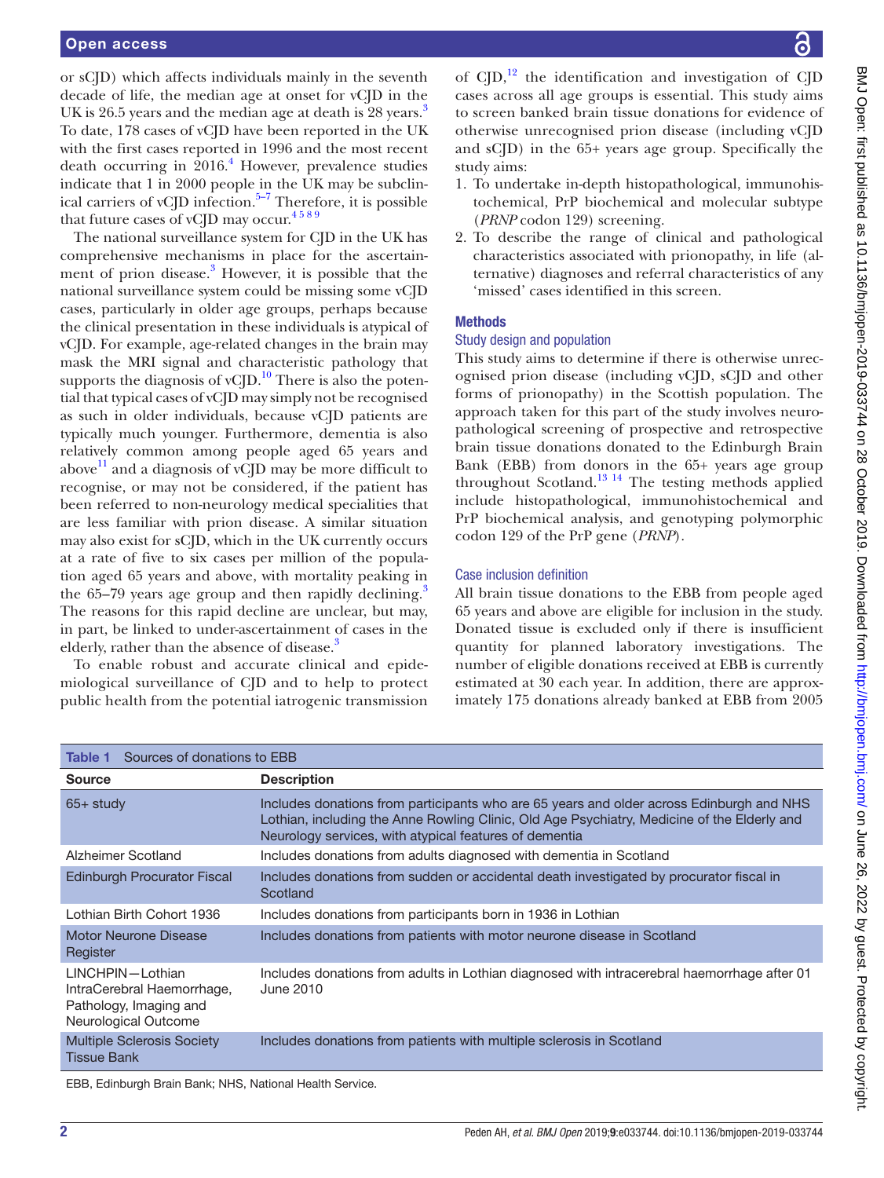or sCJD) which affects individuals mainly in the seventh decade of life, the median age at onset for vCJD in the UK is 26.5 years and the median age at death is 28 years.[3] To date, 178 cases of vCJD have been reported in the UK with the first cases reported in 1996 and the most recent death occurring in 2016.[4] However, prevalence studies indicate that 1 in 2000 people in the UK may be subclinical carriers of vCJD infection.[5–7] Therefore, it is possible that future cases of vCJD may occur.[4 5 8 9]

The national surveillance system for CJD in the UK has comprehensive mechanisms in place for the ascertainment of prion disease.[3] However, it is possible that the national surveillance system could be missing some vCJD cases, particularly in older age groups, perhaps because the clinical presentation in these individuals is atypical of vCJD. For example, age-related changes in the brain may mask the MRI signal and characteristic pathology that supports the diagnosis of vCJD.[10] There is also the potential that typical cases of vCJD may simply not be recognised as such in older individuals, because vCJD patients are typically much younger. Furthermore, dementia is also relatively common among people aged 65 years and above[11] and a diagnosis of vCJD may be more difficult to recognise, or may not be considered, if the patient has been referred to non-neurology medical specialities that are less familiar with prion disease. A similar situation may also exist for sCJD, which in the UK currently occurs at a rate of five to six cases per million of the population aged 65 years and above, with mortality peaking in the 65–79 years age group and then rapidly declining.[3] The reasons for this rapid decline are unclear, but may, in part, be linked to under-ascertainment of cases in the elderly, rather than the absence of disease.[3]

To enable robust and accurate clinical and epidemiological surveillance of CJD and to help to protect public health from the potential iatrogenic transmission of CJD,[12] the identification and investigation of CJD cases across all age groups is essential. This study aims to screen banked brain tissue donations for evidence of otherwise unrecognised prion disease (including vCJD and sCJD) in the 65+ years age group. Specifically the study aims:

1. To undertake in-depth histopathological, immunohistochemical, PrP biochemical and molecular subtype (*PRNP* codon 129) screening.
2. To describe the range of clinical and pathological characteristics associated with prionopathy, in life (alternative) diagnoses and referral characteristics of any 'missed' cases identified in this screen.

## Methods

### Study design and population

This study aims to determine if there is otherwise unrecognised prion disease (including vCJD, sCJD and other forms of prionopathy) in the Scottish population. The approach taken for this part of the study involves neuropathological screening of prospective and retrospective brain tissue donations donated to the Edinburgh Brain Bank (EBB) from donors in the 65+ years age group throughout Scotland.[13 14] The testing methods applied include histopathological, immunohistochemical and PrP biochemical analysis, and genotyping polymorphic codon 129 of the PrP gene (*PRNP*).

### Case inclusion definition

All brain tissue donations to the EBB from people aged 65 years and above are eligible for inclusion in the study. Donated tissue is excluded only if there is insufficient quantity for planned laboratory investigations. The number of eligible donations received at EBB is currently estimated at 30 each year. In addition, there are approximately 175 donations already banked at EBB from 2005

**Table 1** Sources of donations to EBB

| Source | Description |
|---|---|
| 65+ study | Includes donations from participants who are 65 years and older across Edinburgh and NHS Lothian, including the Anne Rowling Clinic, Old Age Psychiatry, Medicine of the Elderly and Neurology services, with atypical features of dementia |
| Alzheimer Scotland | Includes donations from adults diagnosed with dementia in Scotland |
| Edinburgh Procurator Fiscal | Includes donations from sudden or accidental death investigated by procurator fiscal in Scotland |
| Lothian Birth Cohort 1936 | Includes donations from participants born in 1936 in Lothian |
| Motor Neurone Disease Register | Includes donations from patients with motor neurone disease in Scotland |
| LINCHPIN—Lothian IntraCerebral Haemorrhage, Pathology, Imaging and Neurological Outcome | Includes donations from adults in Lothian diagnosed with intracerebral haemorrhage after 01 June 2010 |
| Multiple Sclerosis Society Tissue Bank | Includes donations from patients with multiple sclerosis in Scotland |

EBB, Edinburgh Brain Bank; NHS, National Health Service.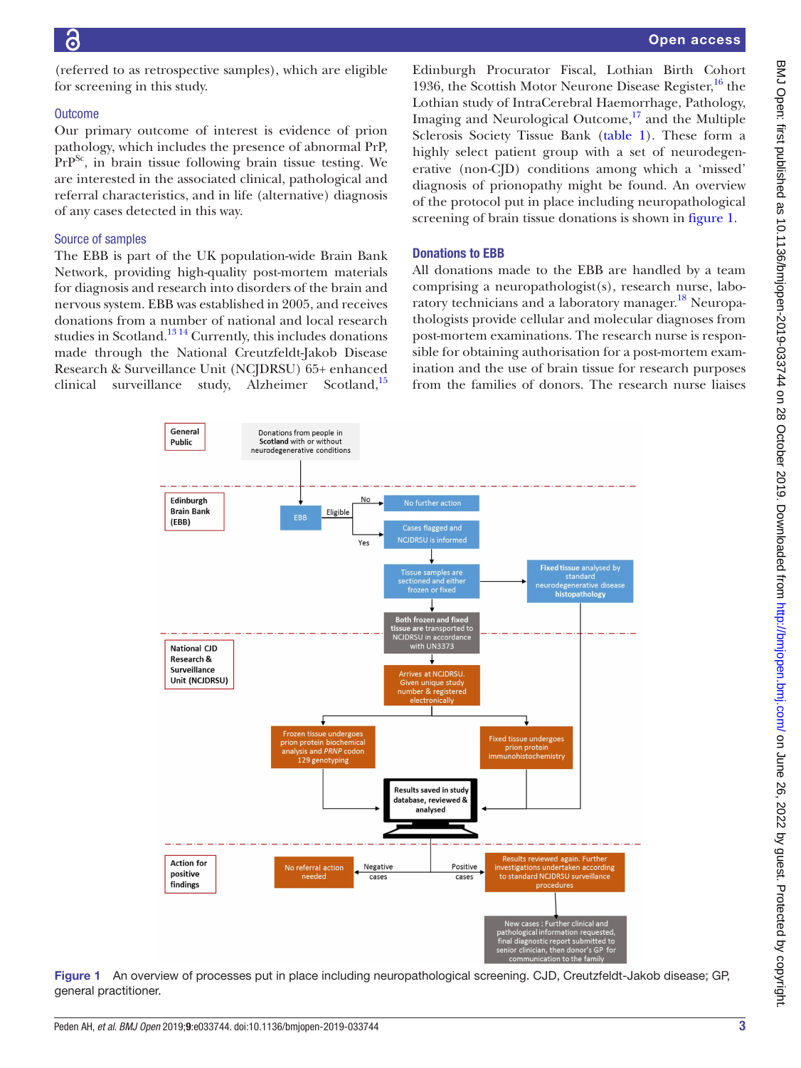(referred to as retrospective samples), which are eligible for screening in this study.

### Outcome

Our primary outcome of interest is evidence of prion pathology, which includes the presence of abnormal PrP, $PrP^{Sc}$, in brain tissue following brain tissue testing. We are interested in the associated clinical, pathological and referral characteristics, and in life (alternative) diagnosis of any cases detected in this way.

### Source of samples

The EBB is part of the UK population-wide Brain Bank Network, providing high-quality post-mortem materials for diagnosis and research into disorders of the brain and nervous system. EBB was established in 2005, and receives donations from a number of national and local research studies in Scotland.[13,14] Currently, this includes donations made through the National Creutzfeldt-Jakob Disease Research & Surveillance Unit (NCJDRSU) 65+ enhanced clinical surveillance study, Alzheimer Scotland,[15] Edinburgh Procurator Fiscal, Lothian Birth Cohort 1936, the Scottish Motor Neurone Disease Register,[16] the Lothian study of IntraCerebral Haemorrhage, Pathology, Imaging and Neurological Outcome,[17] and the Multiple Sclerosis Society Tissue Bank (table 1). These form a highly select patient group with a set of neurodegenerative (non-CJD) conditions among which a 'missed' diagnosis of prionopathy might be found. An overview of the protocol put in place including neuropathological screening of brain tissue donations is shown in figure 1.

### Donations to EBB

All donations made to the EBB are handled by a team comprising a neuropathologist(s), research nurse, laboratory technicians and a laboratory manager.[18] Neuropathologists provide cellular and molecular diagnoses from post-mortem examinations. The research nurse is responsible for obtaining authorisation for a post-mortem examination and the use of brain tissue for research purposes from the families of donors. The research nurse liaises

Figure 1 An overview of processes put in place including neuropathological screening. CJD, Creutzfeldt-Jakob disease; GP, general practitioner.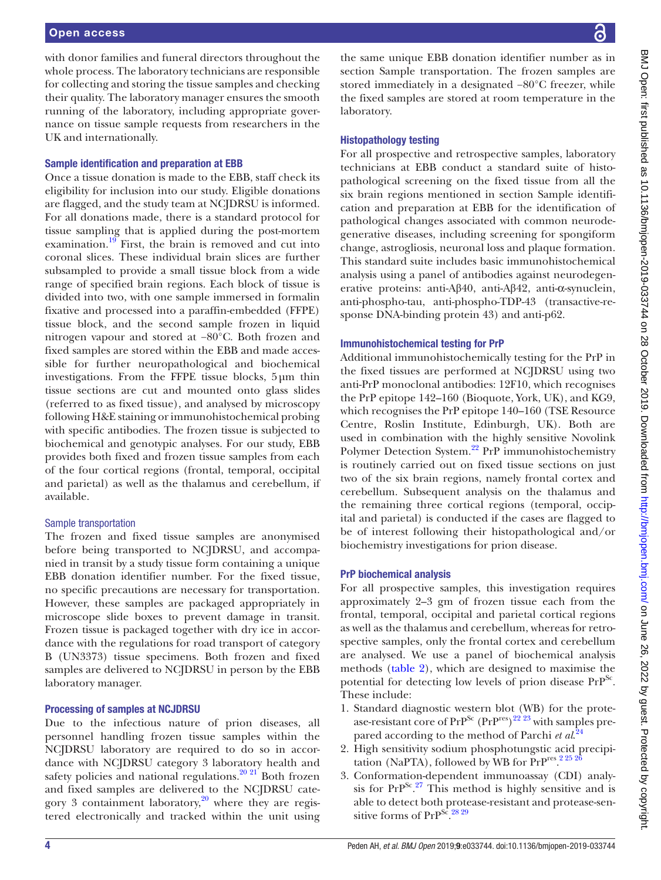with donor families and funeral directors throughout the whole process. The laboratory technicians are responsible for collecting and storing the tissue samples and checking their quality. The laboratory manager ensures the smooth running of the laboratory, including appropriate governance on tissue sample requests from researchers in the UK and internationally.

### Sample identification and preparation at EBB

Once a tissue donation is made to the EBB, staff check its eligibility for inclusion into our study. Eligible donations are flagged, and the study team at NCJDRSU is informed. For all donations made, there is a standard protocol for tissue sampling that is applied during the post-mortem examination.[19] First, the brain is removed and cut into coronal slices. These individual brain slices are further subsampled to provide a small tissue block from a wide range of specified brain regions. Each block of tissue is divided into two, with one sample immersed in formalin fixative and processed into a paraffin-embedded (FFPE) tissue block, and the second sample frozen in liquid nitrogen vapour and stored at −80°C. Both frozen and fixed samples are stored within the EBB and made accessible for further neuropathological and biochemical investigations. From the FFPE tissue blocks, 5 µm thin tissue sections are cut and mounted onto glass slides (referred to as fixed tissue), and analysed by microscopy following H&E staining or immunohistochemical probing with specific antibodies. The frozen tissue is subjected to biochemical and genotypic analyses. For our study, EBB provides both fixed and frozen tissue samples from each of the four cortical regions (frontal, temporal, occipital and parietal) as well as the thalamus and cerebellum, if available.

#### Sample transportation

The frozen and fixed tissue samples are anonymised before being transported to NCJDRSU, and accompanied in transit by a study tissue form containing a unique EBB donation identifier number. For the fixed tissue, no specific precautions are necessary for transportation. However, these samples are packaged appropriately in microscope slide boxes to prevent damage in transit. Frozen tissue is packaged together with dry ice in accordance with the regulations for road transport of category B (UN3373) tissue specimens. Both frozen and fixed samples are delivered to NCJDRSU in person by the EBB laboratory manager.

### Processing of samples at NCJDRSU

Due to the infectious nature of prion diseases, all personnel handling frozen tissue samples within the NCJDRSU laboratory are required to do so in accordance with NCJDRSU category 3 laboratory health and safety policies and national regulations.[20 21] Both frozen and fixed samples are delivered to the NCJDRSU category 3 containment laboratory,[20] where they are registered electronically and tracked within the unit using the same unique EBB donation identifier number as in section Sample transportation. The frozen samples are stored immediately in a designated −80°C freezer, while the fixed samples are stored at room temperature in the laboratory.

### Histopathology testing

For all prospective and retrospective samples, laboratory technicians at EBB conduct a standard suite of histopathological screening on the fixed tissue from all the six brain regions mentioned in section Sample identification and preparation at EBB for the identification of pathological changes associated with common neurodegenerative diseases, including screening for spongiform change, astrogliosis, neuronal loss and plaque formation. This standard suite includes basic immunohistochemical analysis using a panel of antibodies against neurodegenerative proteins: anti-Aβ40, anti-Aβ42, anti-α-synuclein, anti-phospho-tau, anti-phospho-TDP-43 (transactive-response DNA-binding protein 43) and anti-p62.

### Immunohistochemical testing for PrP

Additional immunohistochemically testing for the PrP in the fixed tissues are performed at NCJDRSU using two anti-PrP monoclonal antibodies: 12F10, which recognises the PrP epitope 142–160 (Bioquote, York, UK), and KG9, which recognises the PrP epitope 140–160 (TSE Resource Centre, Roslin Institute, Edinburgh, UK). Both are used in combination with the highly sensitive Novolink Polymer Detection System.[22] PrP immunohistochemistry is routinely carried out on fixed tissue sections on just two of the six brain regions, namely frontal cortex and cerebellum. Subsequent analysis on the thalamus and the remaining three cortical regions (temporal, occipital and parietal) is conducted if the cases are flagged to be of interest following their histopathological and/or biochemistry investigations for prion disease.

### PrP biochemical analysis

For all prospective samples, this investigation requires approximately 2–3 gm of frozen tissue each from the frontal, temporal, occipital and parietal cortical regions as well as the thalamus and cerebellum, whereas for retrospective samples, only the frontal cortex and cerebellum are analysed. We use a panel of biochemical analysis methods (table 2), which are designed to maximise the potential for detecting low levels of prion disease $PrP^{Sc}$. These include:

1. Standard diagnostic western blot (WB) for the protease-resistant core of $PrP^{Sc}$ ($PrP^{res}$)[22 23] with samples prepared according to the method of Parchi *et al*.[24]
2. High sensitivity sodium phosphotungstic acid precipitation (NaPTA), followed by WB for $PrP^{res}$.[2 25 26]
3. Conformation-dependent immunoassay (CDI) analysis for $PrP^{Sc}$.[27] This method is highly sensitive and is able to detect both protease-resistant and protease-sensitive forms of $PrP^{Sc}$.[28 29]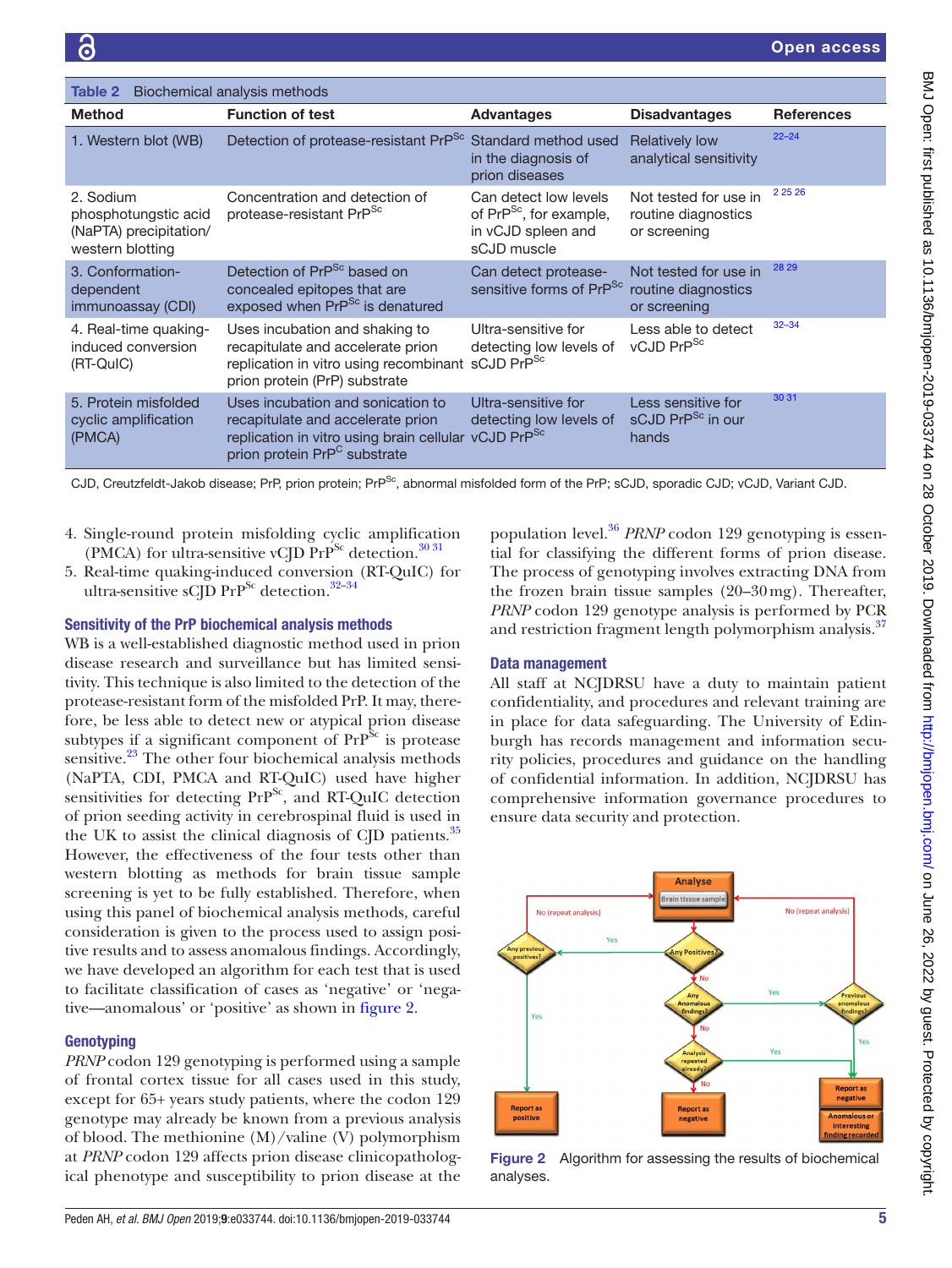**Table 2** Biochemical analysis methods

| Method | Function of test | Advantages | Disadvantages | References |
|---|---|---|---|---|
| 1. Western blot (WB) | Detection of protease-resistant $PrP^{Sc}$ | Standard method used in the diagnosis of prion diseases | Relatively low analytical sensitivity | 22–24 |
| 2. Sodium phosphotungstic acid (NaPTA) precipitation/ western blotting | Concentration and detection of protease-resistant $PrP^{Sc}$ | Can detect low levels of $PrP^{Sc}$, for example, in vCJD spleen and sCJD muscle | Not tested for use in routine diagnostics or screening | 2 25 26 |
| 3. Conformation-dependent immunoassay (CDI) | Detection of $PrP^{Sc}$ based on concealed epitopes that are exposed when $PrP^{Sc}$ is denatured | Can detect protease-sensitive forms of $PrP^{Sc}$ | Not tested for use in routine diagnostics or screening | 28 29 |
| 4. Real-time quaking-induced conversion (RT-QuIC) | Uses incubation and shaking to recapitulate and accelerate prion replication in vitro using recombinant prion protein (PrP) substrate | Ultra-sensitive for detecting low levels of sCJD $PrP^{Sc}$ | Less able to detect vCJD $PrP^{Sc}$ | 32–34 |
| 5. Protein misfolded cyclic amplification (PMCA) | Uses incubation and sonication to recapitulate and accelerate prion replication in vitro using brain cellular prion protein $PrP^{C}$ substrate | Ultra-sensitive for detecting low levels of vCJD $PrP^{Sc}$ | Less sensitive for sCJD $PrP^{Sc}$ in our hands | 30 31 |

CJD, Creutzfeldt-Jakob disease; PrP, prion protein; $PrP^{Sc}$, abnormal misfolded form of the PrP; sCJD, sporadic CJD; vCJD, Variant CJD.

4. Single-round protein misfolding cyclic amplification (PMCA) for ultra-sensitive vCJD $PrP^{Sc}$ detection.[30 31]
5. Real-time quaking-induced conversion (RT-QuIC) for ultra-sensitive sCJD $PrP^{Sc}$ detection.[32–34]

### Sensitivity of the PrP biochemical analysis methods

WB is a well-established diagnostic method used in prion disease research and surveillance but has limited sensitivity. This technique is also limited to the detection of the protease-resistant form of the misfolded PrP. It may, therefore, be less able to detect new or atypical prion disease subtypes if a significant component of $PrP^{Sc}$ is protease sensitive.[23] The other four biochemical analysis methods (NaPTA, CDI, PMCA and RT-QuIC) used have higher sensitivities for detecting $PrP^{Sc}$, and RT-QuIC detection of prion seeding activity in cerebrospinal fluid is used in the UK to assist the clinical diagnosis of CJD patients.[35] However, the effectiveness of the four tests other than western blotting as methods for brain tissue sample screening is yet to be fully established. Therefore, when using this panel of biochemical analysis methods, careful consideration is given to the process used to assign positive results and to assess anomalous findings. Accordingly, we have developed an algorithm for each test that is used to facilitate classification of cases as 'negative' or 'negative—anomalous' or 'positive' as shown in figure 2.

### Genotyping

*PRNP* codon 129 genotyping is performed using a sample of frontal cortex tissue for all cases used in this study, except for 65+ years study patients, where the codon 129 genotype may already be known from a previous analysis of blood. The methionine (M)/valine (V) polymorphism at *PRNP* codon 129 affects prion disease clinicopathological phenotype and susceptibility to prion disease at the population level.[36] *PRNP* codon 129 genotyping is essential for classifying the different forms of prion disease. The process of genotyping involves extracting DNA from the frozen brain tissue samples (20–30 mg). Thereafter, *PRNP* codon 129 genotype analysis is performed by PCR and restriction fragment length polymorphism analysis.[37]

### Data management

All staff at NCJDRSU have a duty to maintain patient confidentiality, and procedures and relevant training are in place for data safeguarding. The University of Edinburgh has records management and information security policies, procedures and guidance on the handling of confidential information. In addition, NCJDRSU has comprehensive information governance procedures to ensure data security and protection.

**Figure 2** Algorithm for assessing the results of biochemical analyses.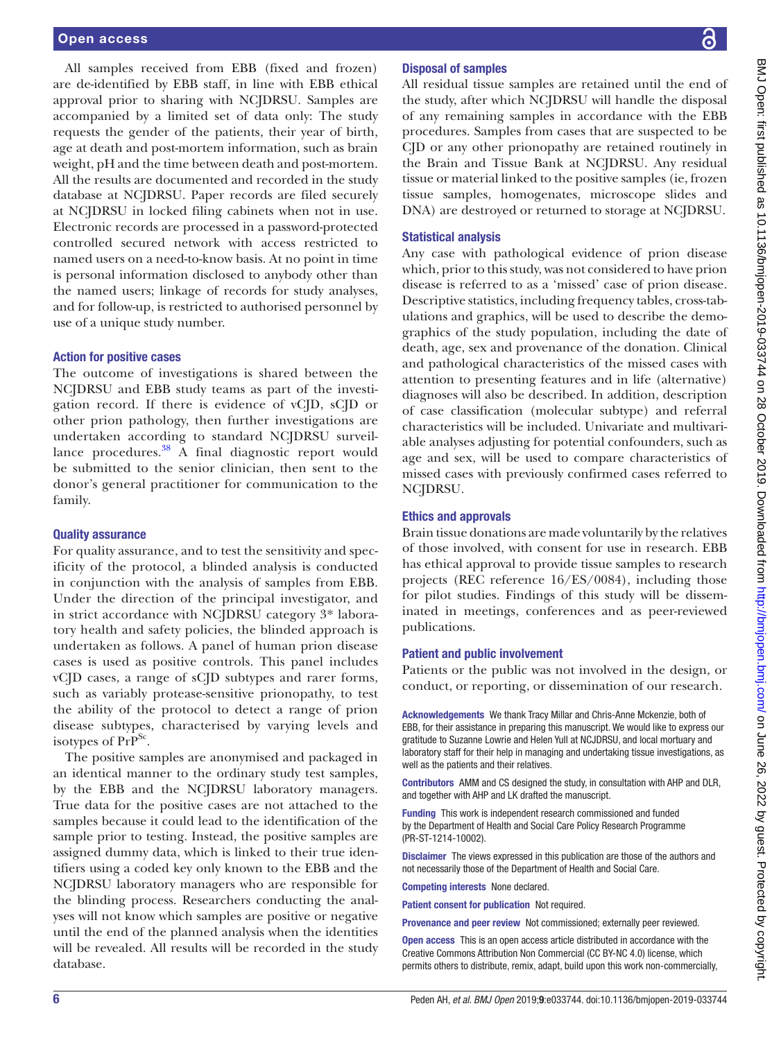All samples received from EBB (fixed and frozen) are de-identified by EBB staff, in line with EBB ethical approval prior to sharing with NCJDRSU. Samples are accompanied by a limited set of data only: The study requests the gender of the patients, their year of birth, age at death and post-mortem information, such as brain weight, pH and the time between death and post-mortem. All the results are documented and recorded in the study database at NCJDRSU. Paper records are filed securely at NCJDRSU in locked filing cabinets when not in use. Electronic records are processed in a password-protected controlled secured network with access restricted to named users on a need-to-know basis. At no point in time is personal information disclosed to anybody other than the named users; linkage of records for study analyses, and for follow-up, is restricted to authorised personnel by use of a unique study number.

### Action for positive cases

The outcome of investigations is shared between the NCJDRSU and EBB study teams as part of the investigation record. If there is evidence of vCJD, sCJD or other prion pathology, then further investigations are undertaken according to standard NCJDRSU surveillance procedures.[38] A final diagnostic report would be submitted to the senior clinician, then sent to the donor's general practitioner for communication to the family.

### Quality assurance

For quality assurance, and to test the sensitivity and specificity of the protocol, a blinded analysis is conducted in conjunction with the analysis of samples from EBB. Under the direction of the principal investigator, and in strict accordance with NCJDRSU category 3* laboratory health and safety policies, the blinded approach is undertaken as follows. A panel of human prion disease cases is used as positive controls. This panel includes vCJD cases, a range of sCJD subtypes and rarer forms, such as variably protease-sensitive prionopathy, to test the ability of the protocol to detect a range of prion disease subtypes, characterised by varying levels and isotypes of $PrP^{Sc}$.

The positive samples are anonymised and packaged in an identical manner to the ordinary study test samples, by the EBB and the NCJDRSU laboratory managers. True data for the positive cases are not attached to the samples because it could lead to the identification of the sample prior to testing. Instead, the positive samples are assigned dummy data, which is linked to their true identifiers using a coded key only known to the EBB and the NCJDRSU laboratory managers who are responsible for the blinding process. Researchers conducting the analyses will not know which samples are positive or negative until the end of the planned analysis when the identities will be revealed. All results will be recorded in the study database.

### Disposal of samples

All residual tissue samples are retained until the end of the study, after which NCJDRSU will handle the disposal of any remaining samples in accordance with the EBB procedures. Samples from cases that are suspected to be CJD or any other prionopathy are retained routinely in the Brain and Tissue Bank at NCJDRSU. Any residual tissue or material linked to the positive samples (ie, frozen tissue samples, homogenates, microscope slides and DNA) are destroyed or returned to storage at NCJDRSU.

### Statistical analysis

Any case with pathological evidence of prion disease which, prior to this study, was not considered to have prion disease is referred to as a 'missed' case of prion disease. Descriptive statistics, including frequency tables, cross-tabulations and graphics, will be used to describe the demographics of the study population, including the date of death, age, sex and provenance of the donation. Clinical and pathological characteristics of the missed cases with attention to presenting features and in life (alternative) diagnoses will also be described. In addition, description of case classification (molecular subtype) and referral characteristics will be included. Univariate and multivariable analyses adjusting for potential confounders, such as age and sex, will be used to compare characteristics of missed cases with previously confirmed cases referred to NCJDRSU.

### Ethics and approvals

Brain tissue donations are made voluntarily by the relatives of those involved, with consent for use in research. EBB has ethical approval to provide tissue samples to research projects (REC reference 16/ES/0084), including those for pilot studies. Findings of this study will be disseminated in meetings, conferences and as peer-reviewed publications.

### Patient and public involvement

Patients or the public was not involved in the design, or conduct, or reporting, or dissemination of our research.

**Acknowledgements** We thank Tracy Millar and Chris-Anne Mckenzie, both of EBB, for their assistance in preparing this manuscript. We would like to express our gratitude to Suzanne Lowrie and Helen Yull at NCJDRSU, and local mortuary and laboratory staff for their help in managing and undertaking tissue investigations, as well as the patients and their relatives.

**Contributors** AMM and CS designed the study, in consultation with AHP and DLR, and together with AHP and LK drafted the manuscript.

**Funding** This work is independent research commissioned and funded by the Department of Health and Social Care Policy Research Programme (PR-ST-1214-10002).

**Disclaimer** The views expressed in this publication are those of the authors and not necessarily those of the Department of Health and Social Care.

**Competing interests** None declared.

**Patient consent for publication** Not required.

**Provenance and peer review** Not commissioned; externally peer reviewed.

**Open access** This is an open access article distributed in accordance with the Creative Commons Attribution Non Commercial (CC BY-NC 4.0) license, which permits others to distribute, remix, adapt, build upon this work non-commercially,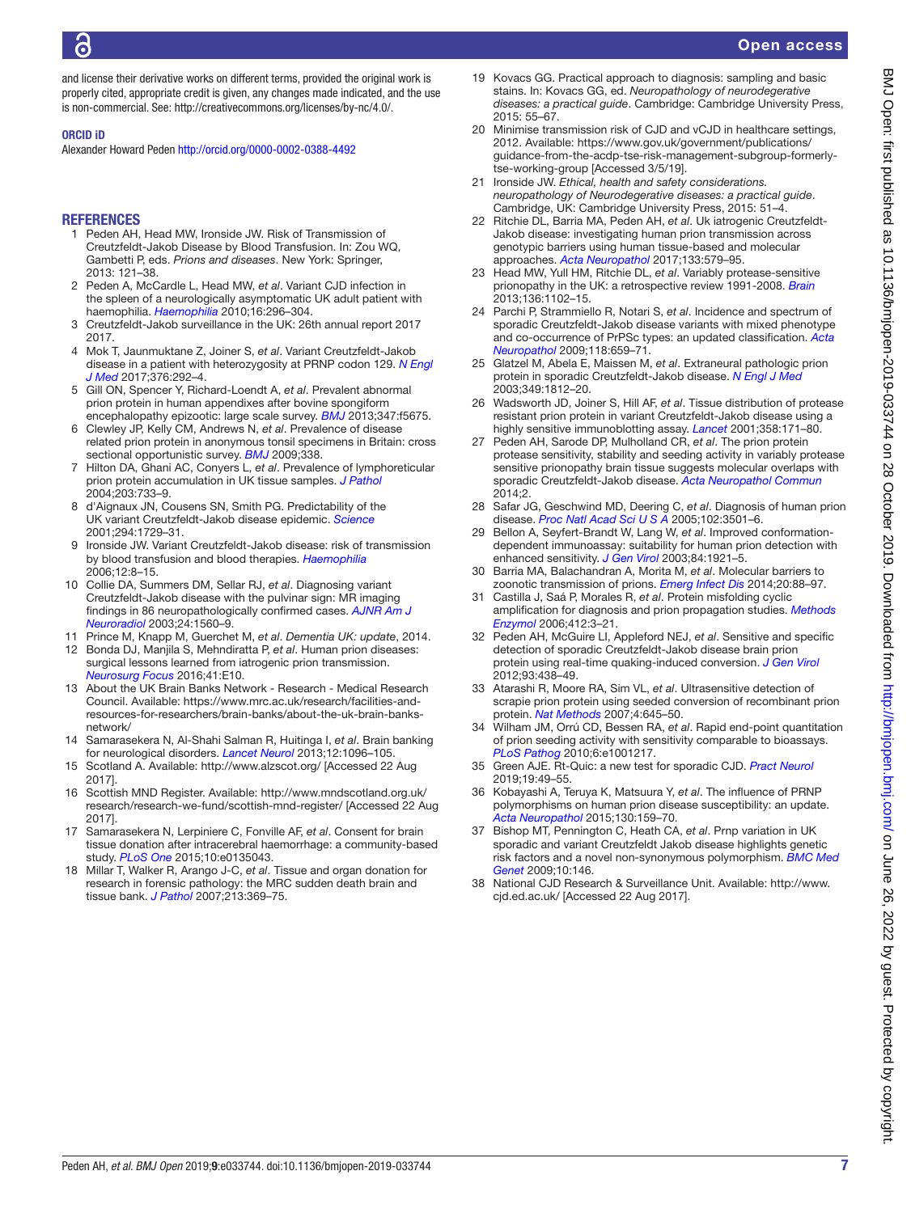and license their derivative works on different terms, provided the original work is properly cited, appropriate credit is given, any changes made indicated, and the use is non-commercial. See: http://creativecommons.org/licenses/by-nc/4.0/.

### ORCID iD

Alexander Howard Peden http://orcid.org/0000-0002-0388-4492

## REFERENCES

1. Peden AH, Head MW, Ironside JW. Risk of Transmission of Creutzfeldt-Jakob Disease by Blood Transfusion. In: Zou WQ, Gambetti P, eds. *Prions and diseases*. New York: Springer, 2013: 121–38.
2. Peden A, McCardle L, Head MW, *et al*. Variant CJD infection in the spleen of a neurologically asymptomatic UK adult patient with haemophilia. *Haemophilia* 2010;16:296–304.
3. Creutzfeldt-Jakob surveillance in the UK: 26th annual report 2017 2017.
4. Mok T, Jaunmuktane Z, Joiner S, *et al*. Variant Creutzfeldt-Jakob disease in a patient with heterozygosity at PRNP codon 129. *N Engl J Med* 2017;376:292–4.
5. Gill ON, Spencer Y, Richard-Loendt A, *et al*. Prevalent abnormal prion protein in human appendixes after bovine spongiform encephalopathy epizootic: large scale survey. *BMJ* 2013;347:f5675.
6. Clewley JP, Kelly CM, Andrews N, *et al*. Prevalence of disease related prion protein in anonymous tonsil specimens in Britain: cross sectional opportunistic survey. *BMJ* 2009;338.
7. Hilton DA, Ghani AC, Conyers L, *et al*. Prevalence of lymphoreticular prion protein accumulation in UK tissue samples. *J Pathol* 2004;203:733–9.
8. d'Aignaux JN, Cousens SN, Smith PG. Predictability of the UK variant Creutzfeldt-Jakob disease epidemic. *Science* 2001;294:1729–31.
9. Ironside JW. Variant Creutzfeldt-Jakob disease: risk of transmission by blood transfusion and blood therapies. *Haemophilia* 2006;12:8–15.
10. Collie DA, Summers DM, Sellar RJ, *et al*. Diagnosing variant Creutzfeldt-Jakob disease with the pulvinar sign: MR imaging findings in 86 neuropathologically confirmed cases. *AJNR Am J Neuroradiol* 2003;24:1560–9.
11. Prince M, Knapp M, Guerchet M, *et al*. *Dementia UK: update*, 2014.
12. Bonda DJ, Manjila S, Mehndiratta P, *et al*. Human prion diseases: surgical lessons learned from iatrogenic prion transmission. *Neurosurg Focus* 2016;41:E10.
13. About the UK Brain Banks Network - Research - Medical Research Council. Available: https://www.mrc.ac.uk/research/facilities-and-resources-for-researchers/brain-banks/about-the-uk-brain-banks-network/
14. Samarasekera N, Al-Shahi Salman R, Huitinga I, *et al*. Brain banking for neurological disorders. *Lancet Neurol* 2013;12:1096–105.
15. Scotland A. Available: http://www.alzscot.org/ [Accessed 22 Aug 2017].
16. Scottish MND Register. Available: http://www.mndscotland.org.uk/research/research-we-fund/scottish-mnd-register/ [Accessed 22 Aug 2017].
17. Samarasekera N, Lerpiniere C, Fonville AF, *et al*. Consent for brain tissue donation after intracerebral haemorrhage: a community-based study. *PLoS One* 2015;10:e0135043.
18. Millar T, Walker R, Arango J-C, *et al*. Tissue and organ donation for research in forensic pathology: the MRC sudden death brain and tissue bank. *J Pathol* 2007;213:369–75.
19. Kovacs GG. Practical approach to diagnosis: sampling and basic stains. In: Kovacs GG, ed. *Neuropathology of neurodegenerative diseases: a practical guide*. Cambridge: Cambridge University Press, 2015: 55–67.
20. Minimise transmission risk of CJD and vCJD in healthcare settings, 2012. Available: https://www.gov.uk/government/publications/guidance-from-the-acdp-tse-risk-management-subgroup-formerly-tse-working-group [Accessed 3/5/19].
21. Ironside JW. *Ethical, health and safety considerations. neuropathology of Neurodegenerative diseases: a practical guide*. Cambridge, UK: Cambridge University Press, 2015: 51–4.
22. Ritchie DL, Barria MA, Peden AH, *et al*. Uk iatrogenic Creutzfeldt-Jakob disease: investigating human prion transmission across genotypic barriers using human tissue-based and molecular approaches. *Acta Neuropathol* 2017;133:579–95.
23. Head MW, Yull HM, Ritchie DL, *et al*. Variably protease-sensitive prionopathy in the UK: a retrospective review 1991-2008. *Brain* 2013;136:1102–15.
24. Parchi P, Strammiello R, Notari S, *et al*. Incidence and spectrum of sporadic Creutzfeldt-Jakob disease variants with mixed phenotype and co-occurrence of PrPSc types: an updated classification. *Acta Neuropathol* 2009;118:659–71.
25. Glatzel M, Abela E, Maissen M, *et al*. Extraneural pathologic prion protein in sporadic Creutzfeldt-Jakob disease. *N Engl J Med* 2003;349:1812–20.
26. Wadsworth JD, Joiner S, Hill AF, *et al*. Tissue distribution of protease resistant prion protein in variant Creutzfeldt-Jakob disease using a highly sensitive immunoblotting assay. *Lancet* 2001;358:171–80.
27. Peden AH, Sarode DP, Mulholland CR, *et al*. The prion protein protease sensitivity, stability and seeding activity in variably protease sensitive prionopathy brain tissue suggests molecular overlaps with sporadic Creutzfeldt-Jakob disease. *Acta Neuropathol Commun* 2014;2.
28. Safar JG, Geschwind MD, Deering C, *et al*. Diagnosis of human prion disease. *Proc Natl Acad Sci U S A* 2005;102:3501–6.
29. Bellon A, Seyfert-Brandt W, Lang W, *et al*. Improved conformation-dependent immunoassay: suitability for human prion detection with enhanced sensitivity. *J Gen Virol* 2003;84:1921–5.
30. Barria MA, Balachandran A, Morita M, *et al*. Molecular barriers to zoonotic transmission of prions. *Emerg Infect Dis* 2014;20:88–97.
31. Castilla J, Saá P, Morales R, *et al*. Protein misfolding cyclic amplification for diagnosis and prion propagation studies. *Methods Enzymol* 2006;412:3–21.
32. Peden AH, McGuire LI, Appleford NEJ, *et al*. Sensitive and specific detection of sporadic Creutzfeldt-Jakob disease brain prion protein using real-time quaking-induced conversion. *J Gen Virol* 2012;93:438–49.
33. Atarashi R, Moore RA, Sim VL, *et al*. Ultrasensitive detection of scrapie prion protein using seeded conversion of recombinant prion protein. *Nat Methods* 2007;4:645–50.
34. Wilham JM, Orrú CD, Bessen RA, *et al*. Rapid end-point quantitation of prion seeding activity with sensitivity comparable to bioassays. *PLoS Pathog* 2010;6:e1001217.
35. Green AJE. Rt-Quic: a new test for sporadic CJD. *Pract Neurol* 2019;19:49–55.
36. Kobayashi A, Teruya K, Matsuura Y, *et al*. The influence of PRNP polymorphisms on human prion disease susceptibility: an update. *Acta Neuropathol* 2015;130:159–70.
37. Bishop MT, Pennington C, Heath CA, *et al*. Prnp variation in UK sporadic and variant Creutzfeldt Jakob disease highlights genetic risk factors and a novel non-synonymous polymorphism. *BMC Med Genet* 2009;10:146.
38. National CJD Research & Surveillance Unit. Available: http://www.cjd.ed.ac.uk/ [Accessed 22 Aug 2017].